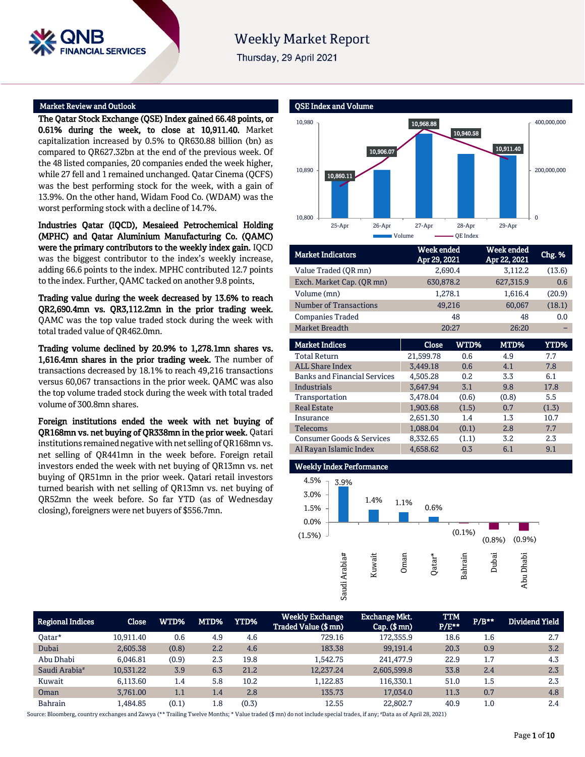# Weekly Market Report

Thursday, 29 April 2021

## Market Review and Outlook

**The Qatar Stock Exchange (QSE) Index gained 66.48 points, or 0.61% during the week, to close at 10,911.40.** Market capitalization increased by 0.5% to QR630.88 billion (bn) as compared to QR627.32bn at the end of the previous week. Of the 48 listed companies, 20 companies ended the week higher, while 27 fell and 1 remained unchanged. Qatar Cinema (QCFS) was the best performing stock for the week, with a gain of 13.9%. On the other hand, Widam Food Co. (WDAM) was the worst performing stock with a decline of 14.7%.

**Industries Qatar (IQCD), Mesaieed Petrochemical Holding (MPHC) and Qatar Aluminium Manufacturing Co. (QAMC) were the primary contributors to the weekly index gain.** IQCD was the biggest contributor to the index's weekly increase, adding 66.6 points to the index. MPHC contributed 12.7 points to the index. Further, QAMC tacked on another 9.8 points.

**Trading value during the week decreased by 13.6% to reach QR2,690.4mn vs. QR3,112.2mn in the prior trading week.** QAMC was the top value traded stock during the week with total traded value of QR462.0mn.

**Trading volume declined by 20.9% to 1,278.1mn shares vs. 1,616.4mn shares in the prior trading week.** The number of transactions decreased by 18.1% to reach 49,216 transactions versus 60,067 transactions in the prior week. QAMC was also the top volume traded stock during the week with total traded volume of 300.8mn shares.

**Foreign institutions ended the week with net buying of QR168mn vs. net buying of QR338mn in the prior week.** Qatari institutions remained negative with net selling of QR168mn vs. net selling of QR441mn in the week before. Foreign retail investors ended the week with net buying of QR13mn vs. net buying of QR51mn in the prior week. Qatari retail investors turned bearish with net selling of QR13mn vs. net buying of QR52mn the week before. So far YTD (as of Wednesday closing), foreigners were net buyers of $556.7mn.

## QSE Index and Volume

| Date | QE Index |
|---|---|
| 25-Apr | 10,860.11 |
| 26-Apr | 10,906.07 |
| 27-Apr | 10,968.88 |
| 28-Apr | 10,940.58 |
| 29-Apr | 10,911.40 |

| Market Indicators | Week ended Apr 29, 2021 | Week ended Apr 22, 2021 | Chg. % |
|---|---|---|---|
| Value Traded (QR mn) | 2,690.4 | 3,112.2 | (13.6) |
| Exch. Market Cap. (QR mn) | 630,878.2 | 627,315.9 | 0.6 |
| Volume (mn) | 1,278.1 | 1,616.4 | (20.9) |
| Number of Transactions | 49,216 | 60,067 | (18.1) |
| Companies Traded | 48 | 48 | 0.0 |
| Market Breadth | 20:27 | 26:20 | – |

| Market Indices | Close | WTD% | MTD% | YTD% |
|---|---|---|---|---|
| Total Return | 21,599.78 | 0.6 | 4.9 | 7.7 |
| ALL Share Index | 3,449.18 | 0.6 | 4.1 | 7.8 |
| Banks and Financial Services | 4,505.28 | 0.2 | 3.3 | 6.1 |
| Industrials | 3,647.94 | 3.1 | 9.8 | 17.8 |
| Transportation | 3,478.04 | (0.6) | (0.8) | 5.5 |
| Real Estate | 1,903.68 | (1.5) | 0.7 | (1.3) |
| Insurance | 2,651.30 | 1.4 | 1.3 | 10.7 |
| Telecoms | 1,088.04 | (0.1) | 2.8 | 7.7 |
| Consumer Goods & Services | 8,332.65 | (1.1) | 3.2 | 2.3 |
| Al Rayan Islamic Index | 4,658.62 | 0.3 | 6.1 | 9.1 |

## Weekly Index Performance

| Market | Weekly Change |
|---|---|
| Saudi Arabia# | 3.9% |
| Kuwait | 1.4% |
| Oman | 1.1% |
| Qatar* | 0.6% |
| Bahrain | (0.1%) |
| Dubai | (0.8%) |
| Abu Dhabi | (0.9%) |

| Regional Indices | Close | WTD% | MTD% | YTD% | Weekly Exchange Traded Value ($ mn) | Exchange Mkt. Cap. ($ mn) | TTM P/E** | P/B** | Dividend Yield |
|---|---|---|---|---|---|---|---|---|---|
| Qatar* | 10,911.40 | 0.6 | 4.9 | 4.6 | 729.16 | 172,355.9 | 18.6 | 1.6 | 2.7 |
| Dubai | 2,605.38 | (0.8) | 2.2 | 4.6 | 183.38 | 99,191.4 | 20.3 | 0.9 | 3.2 |
| Abu Dhabi | 6,046.81 | (0.9) | 2.3 | 19.8 | 1,542.75 | 241,477.9 | 22.9 | 1.7 | 4.3 |
| Saudi Arabia# | 10,531.22 | 3.9 | 6.3 | 21.2 | 12,237.24 | 2,605,599.8 | 33.8 | 2.4 | 2.3 |
| Kuwait | 6,113.60 | 1.4 | 5.8 | 10.2 | 1,122.83 | 116,330.1 | 51.0 | 1.5 | 2.3 |
| Oman | 3,761.00 | 1.1 | 1.4 | 2.8 | 135.73 | 17,034.0 | 11.3 | 0.7 | 4.8 |
| Bahrain | 1,484.85 | (0.1) | 1.8 | (0.3) | 12.55 | 22,802.7 | 40.9 | 1.0 | 2.4 |

Source: Bloomberg, country exchanges and Zawya (** Trailing Twelve Months; * Value traded ($ mn) do not include special trades, if any; #Data as of April 28, 2021)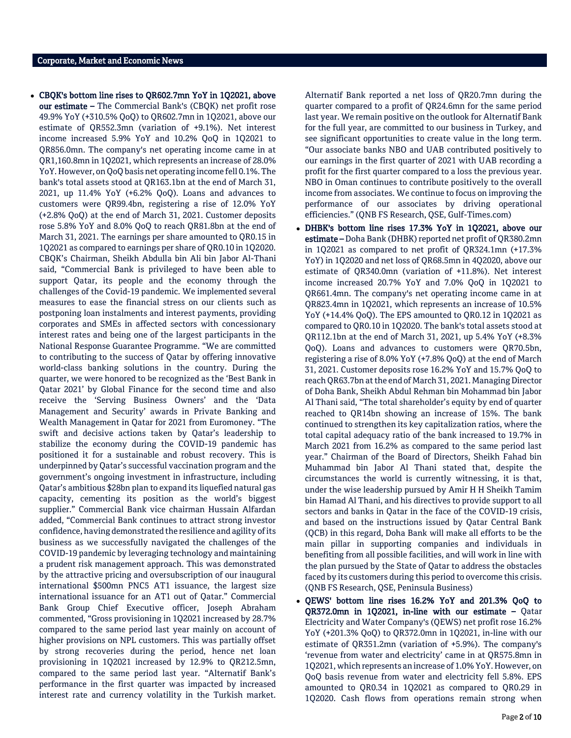## Corporate, Market and Economic News

- **CBQK's bottom line rises to QR602.7mn YoY in 1Q2021, above our estimate –** The Commercial Bank's (CBQK) net profit rose 49.9% YoY (+310.5% QoQ) to QR602.7mn in 1Q2021, above our estimate of QR552.3mn (variation of +9.1%). Net interest income increased 5.9% YoY and 10.2% QoQ in 1Q2021 to QR856.0mn. The company's net operating income came in at QR1,160.8mn in 1Q2021, which represents an increase of 28.0% YoY. However, on QoQ basis net operating income fell 0.1%. The bank's total assets stood at QR163.1bn at the end of March 31, 2021, up 11.4% YoY (+6.2% QoQ). Loans and advances to customers were QR99.4bn, registering a rise of 12.0% YoY (+2.8% QoQ) at the end of March 31, 2021. Customer deposits rose 5.8% YoY and 8.0% QoQ to reach QR81.8bn at the end of March 31, 2021. The earnings per share amounted to QR0.15 in 1Q2021 as compared to earnings per share of QR0.10 in 1Q2020. CBQK's Chairman, Sheikh Abdulla bin Ali bin Jabor Al-Thani said, "Commercial Bank is privileged to have been able to support Qatar, its people and the economy through the challenges of the Covid-19 pandemic. We implemented several measures to ease the financial stress on our clients such as postponing loan instalments and interest payments, providing corporates and SMEs in affected sectors with concessionary interest rates and being one of the largest participants in the National Response Guarantee Programme. "We are committed to contributing to the success of Qatar by offering innovative world-class banking solutions in the country. During the quarter, we were honored to be recognized as the 'Best Bank in Qatar 2021' by Global Finance for the second time and also receive the 'Serving Business Owners' and the 'Data Management and Security' awards in Private Banking and Wealth Management in Qatar for 2021 from Euromoney. "The swift and decisive actions taken by Qatar's leadership to stabilize the economy during the COVID-19 pandemic has positioned it for a sustainable and robust recovery. This is underpinned by Qatar's successful vaccination program and the government's ongoing investment in infrastructure, including Qatar's ambitious $28bn plan to expand its liquefied natural gas capacity, cementing its position as the world's biggest supplier." Commercial Bank vice chairman Hussain Alfardan added, "Commercial Bank continues to attract strong investor confidence, having demonstrated the resilience and agility of its business as we successfully navigated the challenges of the COVID-19 pandemic by leveraging technology and maintaining a prudent risk management approach. This was demonstrated by the attractive pricing and oversubscription of our inaugural international $500mn PNC5 AT1 issuance, the largest size international issuance for an AT1 out of Qatar." Commercial Bank Group Chief Executive officer, Joseph Abraham commented, "Gross provisioning in 1Q2021 increased by 28.7% compared to the same period last year mainly on account of higher provisions on NPL customers. This was partially offset by strong recoveries during the period, hence net loan provisioning in 1Q2021 increased by 12.9% to QR212.5mn, compared to the same period last year. "Alternatif Bank's performance in the first quarter was impacted by increased interest rate and currency volatility in the Turkish market. Alternatif Bank reported a net loss of QR20.7mn during the quarter compared to a profit of QR24.6mn for the same period last year. We remain positive on the outlook for Alternatif Bank for the full year, are committed to our business in Turkey, and see significant opportunities to create value in the long term. "Our associate banks NBO and UAB contributed positively to our earnings in the first quarter of 2021 with UAB recording a profit for the first quarter compared to a loss the previous year. NBO in Oman continues to contribute positively to the overall income from associates. We continue to focus on improving the performance of our associates by driving operational efficiencies." (QNB FS Research, QSE, Gulf-Times.com)

- **DHBK's bottom line rises 17.3% YoY in 1Q2021, above our estimate –** Doha Bank (DHBK) reported net profit of QR380.2mn in 1Q2021 as compared to net profit of QR324.1mn (+17.3% YoY) in 1Q2020 and net loss of QR68.5mn in 4Q2020, above our estimate of QR340.0mn (variation of +11.8%). Net interest income increased 20.7% YoY and 7.0% QoQ in 1Q2021 to QR661.4mn. The company's net operating income came in at QR823.4mn in 1Q2021, which represents an increase of 10.5% YoY (+14.4% QoQ). The EPS amounted to QR0.12 in 1Q2021 as compared to QR0.10 in 1Q2020. The bank's total assets stood at QR112.1bn at the end of March 31, 2021, up 5.4% YoY (+8.3% QoQ). Loans and advances to customers were QR70.5bn, registering a rise of 8.0% YoY (+7.8% QoQ) at the end of March 31, 2021. Customer deposits rose 16.2% YoY and 15.7% QoQ to reach QR63.7bn at the end of March 31, 2021. Managing Director of Doha Bank, Sheikh Abdul Rehman bin Mohammad bin Jabor Al Thani said, "The total shareholder's equity by end of quarter reached to QR14bn showing an increase of 15%. The bank continued to strengthen its key capitalization ratios, where the total capital adequacy ratio of the bank increased to 19.7% in March 2021 from 16.2% as compared to the same period last year." Chairman of the Board of Directors, Sheikh Fahad bin Muhammad bin Jabor Al Thani stated that, despite the circumstances the world is currently witnessing, it is that, under the wise leadership pursued by Amir H H Sheikh Tamim bin Hamad Al Thani, and his directives to provide support to all sectors and banks in Qatar in the face of the COVID-19 crisis, and based on the instructions issued by Qatar Central Bank (QCB) in this regard, Doha Bank will make all efforts to be the main pillar in supporting companies and individuals in benefiting from all possible facilities, and will work in line with the plan pursued by the State of Qatar to address the obstacles faced by its customers during this period to overcome this crisis. (QNB FS Research, QSE, Peninsula Business)

- **QEWS' bottom line rises 16.2% YoY and 201.3% QoQ to QR372.0mn in 1Q2021, in-line with our estimate –** Qatar Electricity and Water Company's (QEWS) net profit rose 16.2% YoY (+201.3% QoQ) to QR372.0mn in 1Q2021, in-line with our estimate of QR351.2mn (variation of +5.9%). The company's 'revenue from water and electricity' came in at QR575.8mn in 1Q2021, which represents an increase of 1.0% YoY. However, on QoQ basis revenue from water and electricity fell 5.8%. EPS amounted to QR0.34 in 1Q2021 as compared to QR0.29 in 1Q2020. Cash flows from operations remain strong when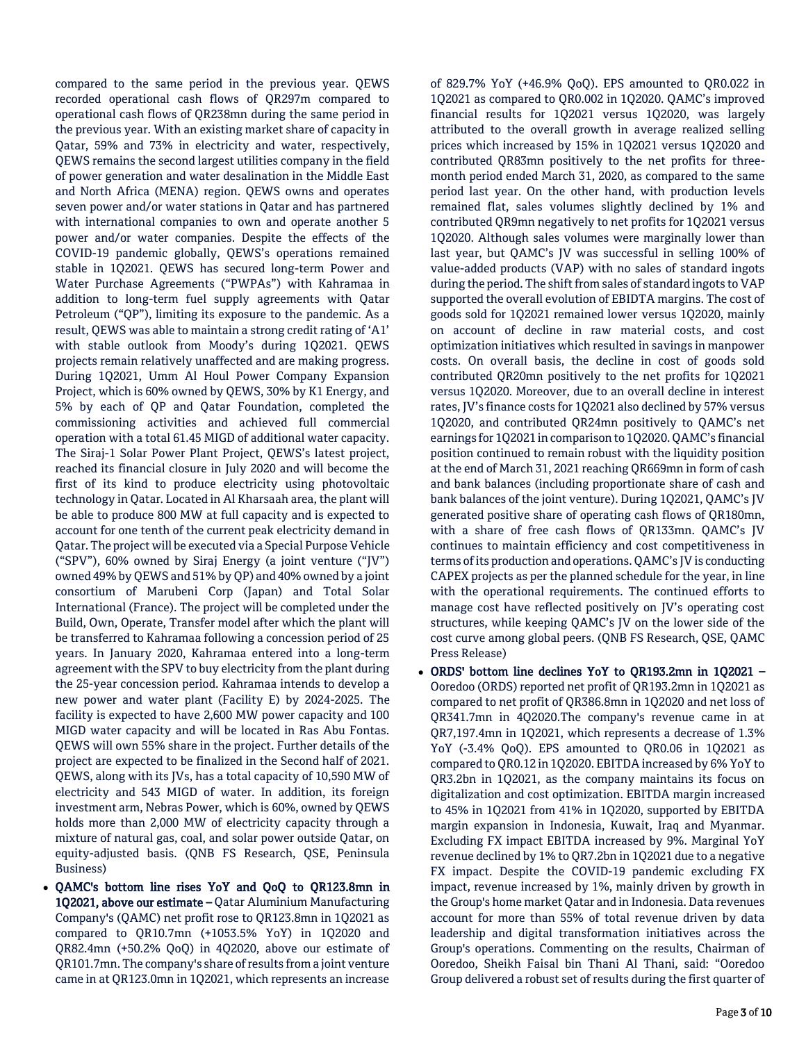compared to the same period in the previous year. QEWS recorded operational cash flows of QR297m compared to operational cash flows of QR238mn during the same period in the previous year. With an existing market share of capacity in Qatar, 59% and 73% in electricity and water, respectively, QEWS remains the second largest utilities company in the field of power generation and water desalination in the Middle East and North Africa (MENA) region. QEWS owns and operates seven power and/or water stations in Qatar and has partnered with international companies to own and operate another 5 power and/or water companies. Despite the effects of the COVID-19 pandemic globally, QEWS's operations remained stable in 1Q2021. QEWS has secured long-term Power and Water Purchase Agreements ("PWPAs") with Kahramaa in addition to long-term fuel supply agreements with Qatar Petroleum ("QP"), limiting its exposure to the pandemic. As a result, QEWS was able to maintain a strong credit rating of 'A1' with stable outlook from Moody's during 1Q2021. QEWS projects remain relatively unaffected and are making progress. During 1Q2021, Umm Al Houl Power Company Expansion Project, which is 60% owned by QEWS, 30% by K1 Energy, and 5% by each of QP and Qatar Foundation, completed the commissioning activities and achieved full commercial operation with a total 61.45 MIGD of additional water capacity. The Siraj-1 Solar Power Plant Project, QEWS's latest project, reached its financial closure in July 2020 and will become the first of its kind to produce electricity using photovoltaic technology in Qatar. Located in Al Kharsaah area, the plant will be able to produce 800 MW at full capacity and is expected to account for one tenth of the current peak electricity demand in Qatar. The project will be executed via a Special Purpose Vehicle ("SPV"), 60% owned by Siraj Energy (a joint venture ("JV") owned 49% by QEWS and 51% by QP) and 40% owned by a joint consortium of Marubeni Corp (Japan) and Total Solar International (France). The project will be completed under the Build, Own, Operate, Transfer model after which the plant will be transferred to Kahramaa following a concession period of 25 years. In January 2020, Kahramaa entered into a long-term agreement with the SPV to buy electricity from the plant during the 25-year concession period. Kahramaa intends to develop a new power and water plant (Facility E) by 2024-2025. The facility is expected to have 2,600 MW power capacity and 100 MIGD water capacity and will be located in Ras Abu Fontas. QEWS will own 55% share in the project. Further details of the project are expected to be finalized in the Second half of 2021. QEWS, along with its JVs, has a total capacity of 10,590 MW of electricity and 543 MIGD of water. In addition, its foreign investment arm, Nebras Power, which is 60%, owned by QEWS holds more than 2,000 MW of electricity capacity through a mixture of natural gas, coal, and solar power outside Qatar, on equity-adjusted basis. (QNB FS Research, QSE, Peninsula Business)

- **QAMC's bottom line rises YoY and QoQ to QR123.8mn in 1Q2021, above our estimate –** Qatar Aluminium Manufacturing Company's (QAMC) net profit rose to QR123.8mn in 1Q2021 as compared to QR10.7mn (+1053.5% YoY) in 1Q2020 and QR82.4mn (+50.2% QoQ) in 4Q2020, above our estimate of QR101.7mn. The company's share of results from a joint venture came in at QR123.0mn in 1Q2021, which represents an increase of 829.7% YoY (+46.9% QoQ). EPS amounted to QR0.022 in 1Q2021 as compared to QR0.002 in 1Q2020. QAMC's improved financial results for 1Q2021 versus 1Q2020, was largely attributed to the overall growth in average realized selling prices which increased by 15% in 1Q2021 versus 1Q2020 and contributed QR83mn positively to the net profits for three-month period ended March 31, 2020, as compared to the same period last year. On the other hand, with production levels remained flat, sales volumes slightly declined by 1% and contributed QR9mn negatively to net profits for 1Q2021 versus 1Q2020. Although sales volumes were marginally lower than last year, but QAMC's JV was successful in selling 100% of value-added products (VAP) with no sales of standard ingots during the period. The shift from sales of standard ingots to VAP supported the overall evolution of EBIDTA margins. The cost of goods sold for 1Q2021 remained lower versus 1Q2020, mainly on account of decline in raw material costs, and cost optimization initiatives which resulted in savings in manpower costs. On overall basis, the decline in cost of goods sold contributed QR20mn positively to the net profits for 1Q2021 versus 1Q2020. Moreover, due to an overall decline in interest rates, JV's finance costs for 1Q2021 also declined by 57% versus 1Q2020, and contributed QR24mn positively to QAMC's net earnings for 1Q2021 in comparison to 1Q2020. QAMC's financial position continued to remain robust with the liquidity position at the end of March 31, 2021 reaching QR669mn in form of cash and bank balances (including proportionate share of cash and bank balances of the joint venture). During 1Q2021, QAMC's JV generated positive share of operating cash flows of QR180mn, with a share of free cash flows of QR133mn. QAMC's JV continues to maintain efficiency and cost competitiveness in terms of its production and operations. QAMC's JV is conducting CAPEX projects as per the planned schedule for the year, in line with the operational requirements. The continued efforts to manage cost have reflected positively on JV's operating cost structures, while keeping QAMC's JV on the lower side of the cost curve among global peers. (QNB FS Research, QSE, QAMC Press Release)
- **ORDS' bottom line declines YoY to QR193.2mn in 1Q2021 –** Ooredoo (ORDS) reported net profit of QR193.2mn in 1Q2021 as compared to net profit of QR386.8mn in 1Q2020 and net loss of QR341.7mn in 4Q2020.The company's revenue came in at QR7,197.4mn in 1Q2021, which represents a decrease of 1.3% YoY (-3.4% QoQ). EPS amounted to QR0.06 in 1Q2021 as compared to QR0.12 in 1Q2020. EBITDA increased by 6% YoY to QR3.2bn in 1Q2021, as the company maintains its focus on digitalization and cost optimization. EBITDA margin increased to 45% in 1Q2021 from 41% in 1Q2020, supported by EBITDA margin expansion in Indonesia, Kuwait, Iraq and Myanmar. Excluding FX impact EBITDA increased by 9%. Marginal YoY revenue declined by 1% to QR7.2bn in 1Q2021 due to a negative FX impact. Despite the COVID-19 pandemic excluding FX impact, revenue increased by 1%, mainly driven by growth in the Group's home market Qatar and in Indonesia. Data revenues account for more than 55% of total revenue driven by data leadership and digital transformation initiatives across the Group's operations. Commenting on the results, Chairman of Ooredoo, Sheikh Faisal bin Thani Al Thani, said: "Ooredoo Group delivered a robust set of results during the first quarter of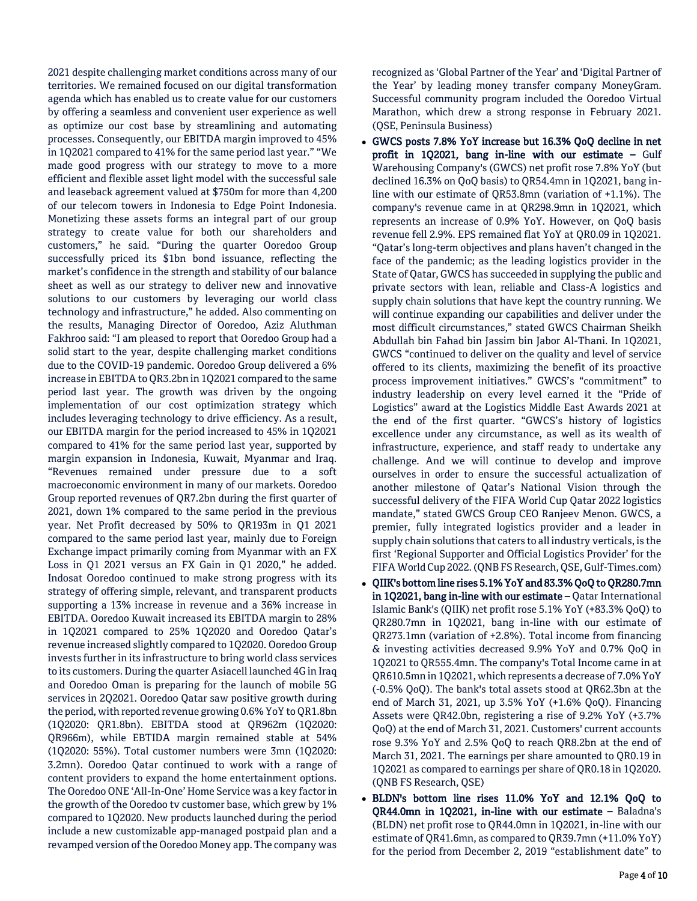2021 despite challenging market conditions across many of our territories. We remained focused on our digital transformation agenda which has enabled us to create value for our customers by offering a seamless and convenient user experience as well as optimize our cost base by streamlining and automating processes. Consequently, our EBITDA margin improved to 45% in 1Q2021 compared to 41% for the same period last year." "We made good progress with our strategy to move to a more efficient and flexible asset light model with the successful sale and leaseback agreement valued at $750m for more than 4,200 of our telecom towers in Indonesia to Edge Point Indonesia. Monetizing these assets forms an integral part of our group strategy to create value for both our shareholders and customers," he said. "During the quarter Ooredoo Group successfully priced its $1bn bond issuance, reflecting the market's confidence in the strength and stability of our balance sheet as well as our strategy to deliver new and innovative solutions to our customers by leveraging our world class technology and infrastructure," he added. Also commenting on the results, Managing Director of Ooredoo, Aziz Aluthman Fakhroo said: "I am pleased to report that Ooredoo Group had a solid start to the year, despite challenging market conditions due to the COVID-19 pandemic. Ooredoo Group delivered a 6% increase in EBITDA to QR3.2bn in 1Q2021 compared to the same period last year. The growth was driven by the ongoing implementation of our cost optimization strategy which includes leveraging technology to drive efficiency. As a result, our EBITDA margin for the period increased to 45% in 1Q2021 compared to 41% for the same period last year, supported by margin expansion in Indonesia, Kuwait, Myanmar and Iraq. "Revenues remained under pressure due to a soft macroeconomic environment in many of our markets. Ooredoo Group reported revenues of QR7.2bn during the first quarter of 2021, down 1% compared to the same period in the previous year. Net Profit decreased by 50% to QR193m in Q1 2021 compared to the same period last year, mainly due to Foreign Exchange impact primarily coming from Myanmar with an FX Loss in Q1 2021 versus an FX Gain in Q1 2020," he added. Indosat Ooredoo continued to make strong progress with its strategy of offering simple, relevant, and transparent products supporting a 13% increase in revenue and a 36% increase in EBITDA. Ooredoo Kuwait increased its EBITDA margin to 28% in 1Q2021 compared to 25% 1Q2020 and Ooredoo Qatar's revenue increased slightly compared to 1Q2020. Ooredoo Group invests further in its infrastructure to bring world class services to its customers. During the quarter Asiacell launched 4G in Iraq and Ooredoo Oman is preparing for the launch of mobile 5G services in 2Q2021. Ooredoo Qatar saw positive growth during the period, with reported revenue growing 0.6% YoY to QR1.8bn (1Q2020: QR1.8bn). EBITDA stood at QR962m (1Q2020: QR966m), while EBTIDA margin remained stable at 54% (1Q2020: 55%). Total customer numbers were 3mn (1Q2020: 3.2mn). Ooredoo Qatar continued to work with a range of content providers to expand the home entertainment options. The Ooredoo ONE 'All-In-One' Home Service was a key factor in the growth of the Ooredoo tv customer base, which grew by 1% compared to 1Q2020. New products launched during the period include a new customizable app-managed postpaid plan and a revamped version of the Ooredoo Money app. The company was recognized as 'Global Partner of the Year' and 'Digital Partner of the Year' by leading money transfer company MoneyGram. Successful community program included the Ooredoo Virtual Marathon, which drew a strong response in February 2021. (QSE, Peninsula Business)

- **GWCS posts 7.8% YoY increase but 16.3% QoQ decline in net profit in 1Q2021, bang in-line with our estimate –** Gulf Warehousing Company's (GWCS) net profit rose 7.8% YoY (but declined 16.3% on QoQ basis) to QR54.4mn in 1Q2021, bang in-line with our estimate of QR53.8mn (variation of +1.1%). The company's revenue came in at QR298.9mn in 1Q2021, which represents an increase of 0.9% YoY. However, on QoQ basis revenue fell 2.9%. EPS remained flat YoY at QR0.09 in 1Q2021. "Qatar's long-term objectives and plans haven't changed in the face of the pandemic; as the leading logistics provider in the State of Qatar, GWCS has succeeded in supplying the public and private sectors with lean, reliable and Class-A logistics and supply chain solutions that have kept the country running. We will continue expanding our capabilities and deliver under the most difficult circumstances," stated GWCS Chairman Sheikh Abdullah bin Fahad bin Jassim bin Jabor Al-Thani. In 1Q2021, GWCS "continued to deliver on the quality and level of service offered to its clients, maximizing the benefit of its proactive process improvement initiatives." GWCS's "commitment" to industry leadership on every level earned it the "Pride of Logistics" award at the Logistics Middle East Awards 2021 at the end of the first quarter. "GWCS's history of logistics excellence under any circumstance, as well as its wealth of infrastructure, experience, and staff ready to undertake any challenge. And we will continue to develop and improve ourselves in order to ensure the successful actualization of another milestone of Qatar's National Vision through the successful delivery of the FIFA World Cup Qatar 2022 logistics mandate," stated GWCS Group CEO Ranjeev Menon. GWCS, a premier, fully integrated logistics provider and a leader in supply chain solutions that caters to all industry verticals, is the first 'Regional Supporter and Official Logistics Provider' for the FIFA World Cup 2022. (QNB FS Research, QSE, Gulf-Times.com)
- **QIIK's bottom line rises 5.1% YoY and 83.3% QoQ to QR280.7mn in 1Q2021, bang in-line with our estimate –** Qatar International Islamic Bank's (QIIK) net profit rose 5.1% YoY (+83.3% QoQ) to QR280.7mn in 1Q2021, bang in-line with our estimate of QR273.1mn (variation of +2.8%). Total income from financing & investing activities decreased 9.9% YoY and 0.7% QoQ in 1Q2021 to QR555.4mn. The company's Total Income came in at QR610.5mn in 1Q2021, which represents a decrease of 7.0% YoY (-0.5% QoQ). The bank's total assets stood at QR62.3bn at the end of March 31, 2021, up 3.5% YoY (+1.6% QoQ). Financing Assets were QR42.0bn, registering a rise of 9.2% YoY (+3.7% QoQ) at the end of March 31, 2021. Customers' current accounts rose 9.3% YoY and 2.5% QoQ to reach QR8.2bn at the end of March 31, 2021. The earnings per share amounted to QR0.19 in 1Q2021 as compared to earnings per share of QR0.18 in 1Q2020. (QNB FS Research, QSE)
- **BLDN's bottom line rises 11.0% YoY and 12.1% QoQ to QR44.0mn in 1Q2021, in-line with our estimate –** Baladna's (BLDN) net profit rose to QR44.0mn in 1Q2021, in-line with our estimate of QR41.6mn, as compared to QR39.7mn (+11.0% YoY) for the period from December 2, 2019 "establishment date" to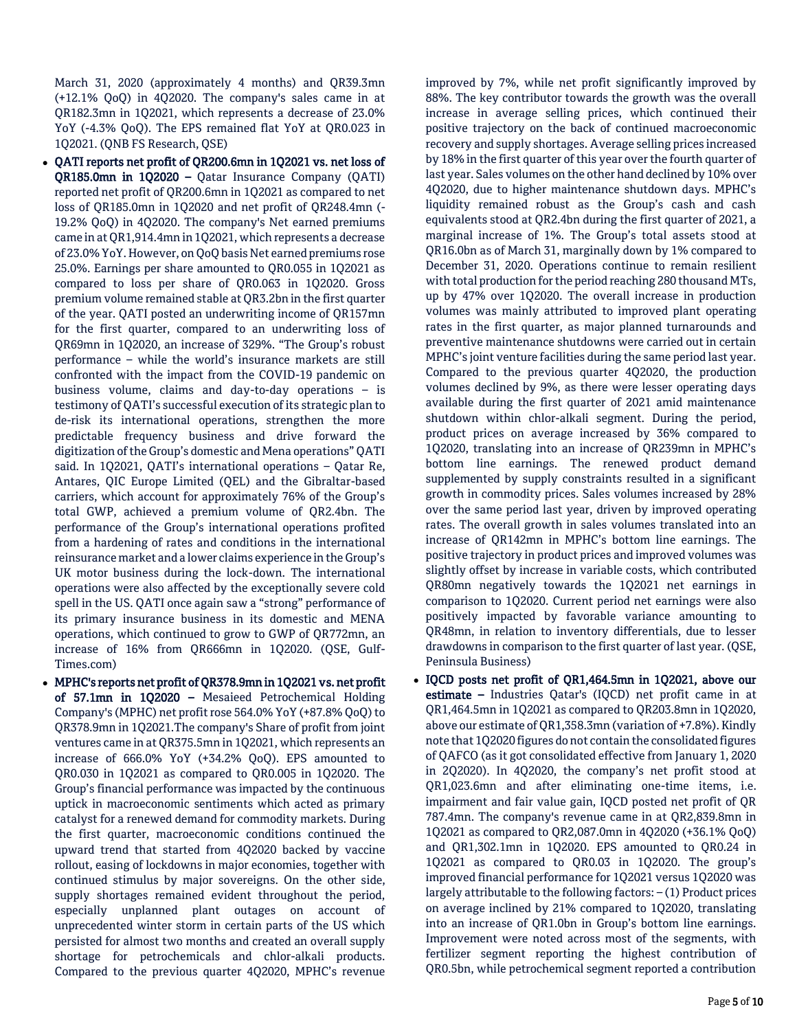March 31, 2020 (approximately 4 months) and QR39.3mn (+12.1% QoQ) in 4Q2020. The company's sales came in at QR182.3mn in 1Q2021, which represents a decrease of 23.0% YoY (-4.3% QoQ). The EPS remained flat YoY at QR0.023 in 1Q2021. (QNB FS Research, QSE)

- **QATI reports net profit of QR200.6mn in 1Q2021 vs. net loss of QR185.0mn in 1Q2020 –** Qatar Insurance Company (QATI) reported net profit of QR200.6mn in 1Q2021 as compared to net loss of QR185.0mn in 1Q2020 and net profit of QR248.4mn (-19.2% QoQ) in 4Q2020. The company's Net earned premiums came in at QR1,914.4mn in 1Q2021, which represents a decrease of 23.0% YoY. However, on QoQ basis Net earned premiums rose 25.0%. Earnings per share amounted to QR0.055 in 1Q2021 as compared to loss per share of QR0.063 in 1Q2020. Gross premium volume remained stable at QR3.2bn in the first quarter of the year. QATI posted an underwriting income of QR157mn for the first quarter, compared to an underwriting loss of QR69mn in 1Q2020, an increase of 329%. "The Group's robust performance – while the world's insurance markets are still confronted with the impact from the COVID-19 pandemic on business volume, claims and day-to-day operations – is testimony of QATI's successful execution of its strategic plan to de-risk its international operations, strengthen the more predictable frequency business and drive forward the digitization of the Group's domestic and Mena operations" QATI said. In 1Q2021, QATI's international operations – Qatar Re, Antares, QIC Europe Limited (QEL) and the Gibraltar-based carriers, which account for approximately 76% of the Group's total GWP, achieved a premium volume of QR2.4bn. The performance of the Group's international operations profited from a hardening of rates and conditions in the international reinsurance market and a lower claims experience in the Group's UK motor business during the lock-down. The international operations were also affected by the exceptionally severe cold spell in the US. QATI once again saw a "strong" performance of its primary insurance business in its domestic and MENA operations, which continued to grow to GWP of QR772mn, an increase of 16% from QR666mn in 1Q2020. (QSE, Gulf-Times.com)
- **MPHC's reports net profit of QR378.9mn in 1Q2021 vs. net profit of 57.1mn in 1Q2020 –** Mesaieed Petrochemical Holding Company's (MPHC) net profit rose 564.0% YoY (+87.8% QoQ) to QR378.9mn in 1Q2021.The company's Share of profit from joint ventures came in at QR375.5mn in 1Q2021, which represents an increase of 666.0% YoY (+34.2% QoQ). EPS amounted to QR0.030 in 1Q2021 as compared to QR0.005 in 1Q2020. The Group's financial performance was impacted by the continuous uptick in macroeconomic sentiments which acted as primary catalyst for a renewed demand for commodity markets. During the first quarter, macroeconomic conditions continued the upward trend that started from 4Q2020 backed by vaccine rollout, easing of lockdowns in major economies, together with continued stimulus by major sovereigns. On the other side, supply shortages remained evident throughout the period, especially unplanned plant outages on account of unprecedented winter storm in certain parts of the US which persisted for almost two months and created an overall supply shortage for petrochemicals and chlor-alkali products. Compared to the previous quarter 4Q2020, MPHC's revenue improved by 7%, while net profit significantly improved by 88%. The key contributor towards the growth was the overall increase in average selling prices, which continued their positive trajectory on the back of continued macroeconomic recovery and supply shortages. Average selling prices increased by 18% in the first quarter of this year over the fourth quarter of last year. Sales volumes on the other hand declined by 10% over 4Q2020, due to higher maintenance shutdown days. MPHC's liquidity remained robust as the Group's cash and cash equivalents stood at QR2.4bn during the first quarter of 2021, a marginal increase of 1%. The Group's total assets stood at QR16.0bn as of March 31, marginally down by 1% compared to December 31, 2020. Operations continue to remain resilient with total production for the period reaching 280 thousand MTs, up by 47% over 1Q2020. The overall increase in production volumes was mainly attributed to improved plant operating rates in the first quarter, as major planned turnarounds and preventive maintenance shutdowns were carried out in certain MPHC's joint venture facilities during the same period last year. Compared to the previous quarter 4Q2020, the production volumes declined by 9%, as there were lesser operating days available during the first quarter of 2021 amid maintenance shutdown within chlor-alkali segment. During the period, product prices on average increased by 36% compared to 1Q2020, translating into an increase of QR239mn in MPHC's bottom line earnings. The renewed product demand supplemented by supply constraints resulted in a significant growth in commodity prices. Sales volumes increased by 28% over the same period last year, driven by improved operating rates. The overall growth in sales volumes translated into an increase of QR142mn in MPHC's bottom line earnings. The positive trajectory in product prices and improved volumes was slightly offset by increase in variable costs, which contributed QR80mn negatively towards the 1Q2021 net earnings in comparison to 1Q2020. Current period net earnings were also positively impacted by favorable variance amounting to QR48mn, in relation to inventory differentials, due to lesser drawdowns in comparison to the first quarter of last year. (QSE, Peninsula Business)
- **IQCD posts net profit of QR1,464.5mn in 1Q2021, above our estimate –** Industries Qatar's (IQCD) net profit came in at QR1,464.5mn in 1Q2021 as compared to QR203.8mn in 1Q2020, above our estimate of QR1,358.3mn (variation of +7.8%). Kindly note that 1Q2020 figures do not contain the consolidated figures of QAFCO (as it got consolidated effective from January 1, 2020 in 2Q2020). In 4Q2020, the company's net profit stood at QR1,023.6mn and after eliminating one-time items, i.e. impairment and fair value gain, IQCD posted net profit of QR 787.4mn. The company's revenue came in at QR2,839.8mn in 1Q2021 as compared to QR2,087.0mn in 4Q2020 (+36.1% QoQ) and QR1,302.1mn in 1Q2020. EPS amounted to QR0.24 in 1Q2021 as compared to QR0.03 in 1Q2020. The group's improved financial performance for 1Q2021 versus 1Q2020 was largely attributable to the following factors: – (1) Product prices on average inclined by 21% compared to 1Q2020, translating into an increase of QR1.0bn in Group's bottom line earnings. Improvement were noted across most of the segments, with fertilizer segment reporting the highest contribution of QR0.5bn, while petrochemical segment reported a contribution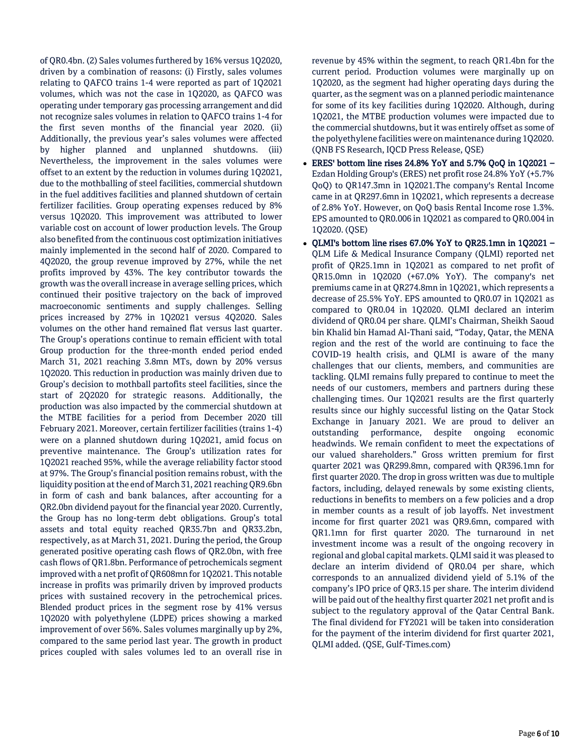of QR0.4bn. (2) Sales volumes furthered by 16% versus 1Q2020, driven by a combination of reasons: (i) Firstly, sales volumes relating to QAFCO trains 1-4 were reported as part of 1Q2021 volumes, which was not the case in 1Q2020, as QAFCO was operating under temporary gas processing arrangement and did not recognize sales volumes in relation to QAFCO trains 1-4 for the first seven months of the financial year 2020. (ii) Additionally, the previous year's sales volumes were affected by higher planned and unplanned shutdowns. (iii) Nevertheless, the improvement in the sales volumes were offset to an extent by the reduction in volumes during 1Q2021, due to the mothballing of steel facilities, commercial shutdown in the fuel additives facilities and planned shutdown of certain fertilizer facilities. Group operating expenses reduced by 8% versus 1Q2020. This improvement was attributed to lower variable cost on account of lower production levels. The Group also benefited from the continuous cost optimization initiatives mainly implemented in the second half of 2020. Compared to 4Q2020, the group revenue improved by 27%, while the net profits improved by 43%. The key contributor towards the growth was the overall increase in average selling prices, which continued their positive trajectory on the back of improved macroeconomic sentiments and supply challenges. Selling prices increased by 27% in 1Q2021 versus 4Q2020. Sales volumes on the other hand remained flat versus last quarter. The Group's operations continue to remain efficient with total Group production for the three-month ended period ended March 31, 2021 reaching 3.8mn MTs, down by 20% versus 1Q2020. This reduction in production was mainly driven due to Group's decision to mothball partofits steel facilities, since the start of 2Q2020 for strategic reasons. Additionally, the production was also impacted by the commercial shutdown at the MTBE facilities for a period from December 2020 till February 2021. Moreover, certain fertilizer facilities (trains 1-4) were on a planned shutdown during 1Q2021, amid focus on preventive maintenance. The Group's utilization rates for 1Q2021 reached 95%, while the average reliability factor stood at 97%. The Group's financial position remains robust, with the liquidity position at the end of March 31, 2021 reaching QR9.6bn in form of cash and bank balances, after accounting for a QR2.0bn dividend payout for the financial year 2020. Currently, the Group has no long-term debt obligations. Group's total assets and total equity reached QR35.7bn and QR33.2bn, respectively, as at March 31, 2021. During the period, the Group generated positive operating cash flows of QR2.0bn, with free cash flows of QR1.8bn. Performance of petrochemicals segment improved with a net profit of QR608mn for 1Q2021. This notable increase in profits was primarily driven by improved products prices with sustained recovery in the petrochemical prices. Blended product prices in the segment rose by 41% versus 1Q2020 with polyethylene (LDPE) prices showing a marked improvement of over 56%. Sales volumes marginally up by 2%, compared to the same period last year. The growth in product prices coupled with sales volumes led to an overall rise in revenue by 45% within the segment, to reach QR1.4bn for the current period. Production volumes were marginally up on 1Q2020, as the segment had higher operating days during the quarter, as the segment was on a planned periodic maintenance for some of its key facilities during 1Q2020. Although, during 1Q2021, the MTBE production volumes were impacted due to the commercial shutdowns, but it was entirely offset as some of the polyethylene facilities were on maintenance during 1Q2020. (QNB FS Research, IQCD Press Release, QSE)

- **ERES' bottom line rises 24.8% YoY and 5.7% QoQ in 1Q2021 –** Ezdan Holding Group's (ERES) net profit rose 24.8% YoY (+5.7% QoQ) to QR147.3mn in 1Q2021.The company's Rental Income came in at QR297.6mn in 1Q2021, which represents a decrease of 2.8% YoY. However, on QoQ basis Rental Income rose 1.3%. EPS amounted to QR0.006 in 1Q2021 as compared to QR0.004 in 1Q2020. (QSE)
- **QLMI's bottom line rises 67.0% YoY to QR25.1mn in 1Q2021 –** QLM Life & Medical Insurance Company (QLMI) reported net profit of QR25.1mn in 1Q2021 as compared to net profit of QR15.0mn in 1Q2020 (+67.0% YoY). The company's net premiums came in at QR274.8mn in 1Q2021, which represents a decrease of 25.5% YoY. EPS amounted to QR0.07 in 1Q2021 as compared to QR0.04 in 1Q2020. QLMI declared an interim dividend of QR0.04 per share. QLMI's Chairman, Sheikh Saoud bin Khalid bin Hamad Al-Thani said, "Today, Qatar, the MENA region and the rest of the world are continuing to face the COVID-19 health crisis, and QLMI is aware of the many challenges that our clients, members, and communities are tackling. QLMI remains fully prepared to continue to meet the needs of our customers, members and partners during these challenging times. Our 1Q2021 results are the first quarterly results since our highly successful listing on the Qatar Stock Exchange in January 2021. We are proud to deliver an outstanding performance, despite ongoing economic headwinds. We remain confident to meet the expectations of our valued shareholders." Gross written premium for first quarter 2021 was QR299.8mn, compared with QR396.1mn for first quarter 2020. The drop in gross written was due to multiple factors, including, delayed renewals by some existing clients, reductions in benefits to members on a few policies and a drop in member counts as a result of job layoffs. Net investment income for first quarter 2021 was QR9.6mn, compared with QR1.1mn for first quarter 2020. The turnaround in net investment income was a result of the ongoing recovery in regional and global capital markets. QLMI said it was pleased to declare an interim dividend of QR0.04 per share, which corresponds to an annualized dividend yield of 5.1% of the company's IPO price of QR3.15 per share. The interim dividend will be paid out of the healthy first quarter 2021 net profit and is subject to the regulatory approval of the Qatar Central Bank. The final dividend for FY2021 will be taken into consideration for the payment of the interim dividend for first quarter 2021, QLMI added. (QSE, Gulf-Times.com)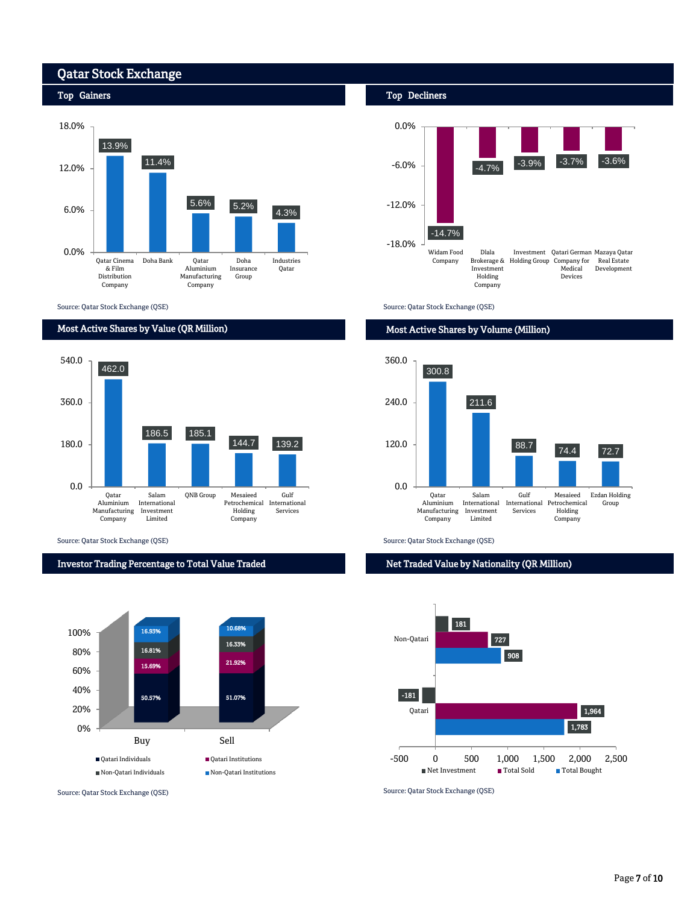# Qatar Stock Exchange

## Top Gainers

| Company | Change |
|---|---|
| Qatar Cinema & Film Distribution Company | 13.9% |
| Doha Bank | 11.4% |
| Qatar Aluminium Manufacturing Company | 5.6% |
| Doha Insurance Group | 5.2% |
| Industries Qatar | 4.3% |

Source: Qatar Stock Exchange (QSE)

## Top Decliners

| Company | Change |
|---|---|
| Widam Food Company | -14.7% |
| Dlala Brokerage & Investment Holding Company | -4.7% |
| Investment Holding Group | -3.9% |
| Qatari German Company for Medical Devices | -3.7% |
| Mazaya Qatar Real Estate Development | -3.6% |

Source: Qatar Stock Exchange (QSE)

## Most Active Shares by Value (QR Million)

| Company | Value |
|---|---|
| Qatar Aluminium Manufacturing Company | 462.0 |
| Salam International Investment Limited | 186.5 |
| QNB Group | 185.1 |
| Mesaieed Petrochemical Holding Company | 144.7 |
| Gulf International Services | 139.2 |

Source: Qatar Stock Exchange (QSE)

## Most Active Shares by Volume (Million)

| Company | Volume |
|---|---|
| Qatar Aluminium Manufacturing Company | 300.8 |
| Salam International Investment Limited | 211.6 |
| Gulf International Services | 88.7 |
| Mesaieed Petrochemical Holding Company | 74.4 |
| Ezdan Holding Group | 72.7 |

Source: Qatar Stock Exchange (QSE)

## Investor Trading Percentage to Total Value Traded

| | Buy | Sell |
|---|---|---|
| Qatari Individuals | 50.57% | 51.07% |
| Qatari Institutions | 15.69% | 21.92% |
| Non-Qatari Individuals | 16.81% | 16.33% |
| Non-Qatari Institutions | 16.93% | 10.68% |

Source: Qatar Stock Exchange (QSE)

## Net Traded Value by Nationality (QR Million)

| | Net Investment | Total Sold | Total Bought |
|---|---|---|---|
| Non-Qatari | 181 | 727 | 908 |
| Qatari | -181 | 1,964 | 1,783 |

Source: Qatar Stock Exchange (QSE)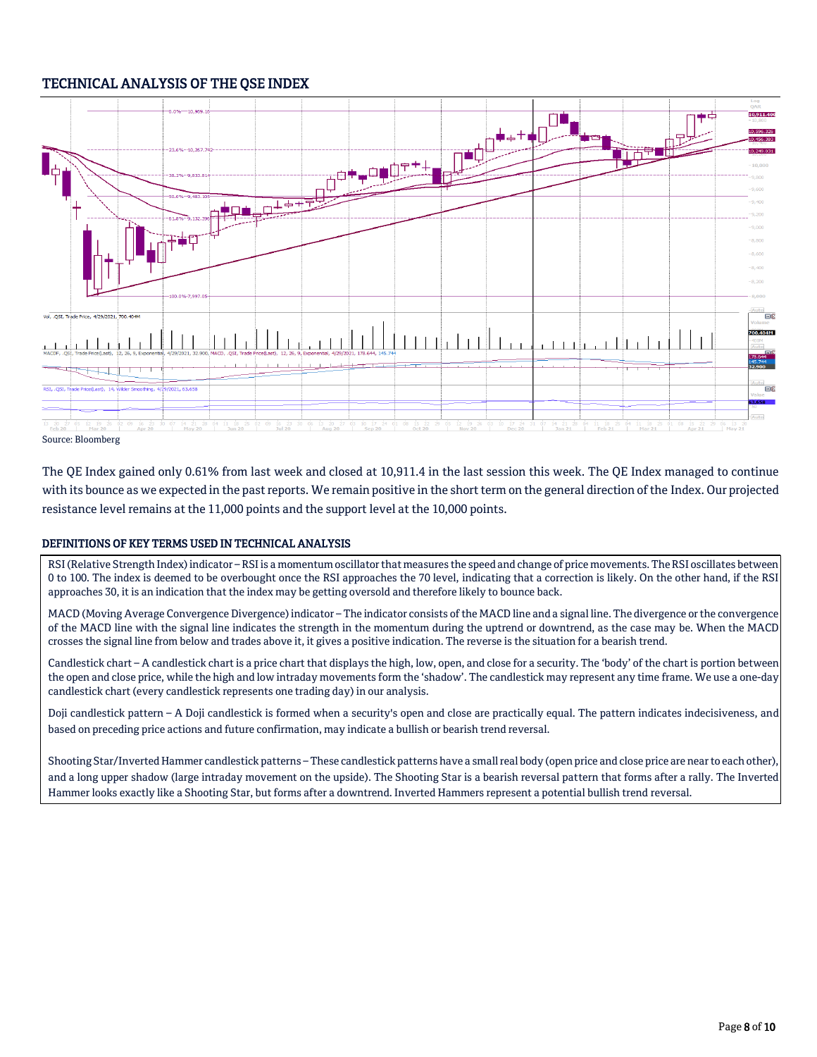## TECHNICAL ANALYSIS OF THE QSE INDEX

Source: Bloomberg

The QE Index gained only 0.61% from last week and closed at 10,911.4 in the last session this week. The QE Index managed to continue with its bounce as we expected in the past reports. We remain positive in the short term on the general direction of the Index. Our projected resistance level remains at the 11,000 points and the support level at the 10,000 points.

### DEFINITIONS OF KEY TERMS USED IN TECHNICAL ANALYSIS

RSI (Relative Strength Index) indicator – RSI is a momentum oscillator that measures the speed and change of price movements. The RSI oscillates between 0 to 100. The index is deemed to be overbought once the RSI approaches the 70 level, indicating that a correction is likely. On the other hand, if the RSI approaches 30, it is an indication that the index may be getting oversold and therefore likely to bounce back.

MACD (Moving Average Convergence Divergence) indicator – The indicator consists of the MACD line and a signal line. The divergence or the convergence of the MACD line with the signal line indicates the strength in the momentum during the uptrend or downtrend, as the case may be. When the MACD crosses the signal line from below and trades above it, it gives a positive indication. The reverse is the situation for a bearish trend.

Candlestick chart – A candlestick chart is a price chart that displays the high, low, open, and close for a security. The 'body' of the chart is portion between the open and close price, while the high and low intraday movements form the 'shadow'. The candlestick may represent any time frame. We use a one-day candlestick chart (every candlestick represents one trading day) in our analysis.

Doji candlestick pattern – A Doji candlestick is formed when a security's open and close are practically equal. The pattern indicates indecisiveness, and based on preceding price actions and future confirmation, may indicate a bullish or bearish trend reversal.

Shooting Star/Inverted Hammer candlestick patterns – These candlestick patterns have a small real body (open price and close price are near to each other), and a long upper shadow (large intraday movement on the upside). The Shooting Star is a bearish reversal pattern that forms after a rally. The Inverted Hammer looks exactly like a Shooting Star, but forms after a downtrend. Inverted Hammers represent a potential bullish trend reversal.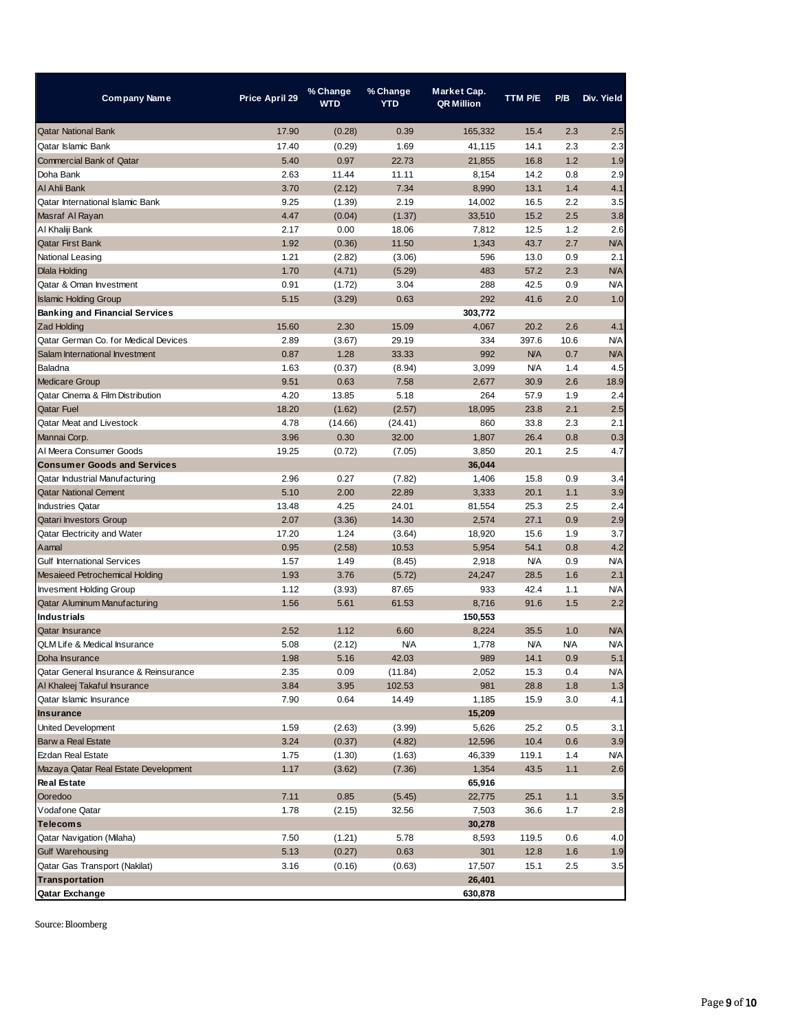| Company Name | Price April 29 | % Change WTD | % Change YTD | Market Cap. QR Million | TTM P/E | P/B | Div. Yield |
|---|---|---|---|---|---|---|---|
| Qatar National Bank | 17.90 | (0.28) | 0.39 | 165,332 | 15.4 | 2.3 | 2.5 |
| Qatar Islamic Bank | 17.40 | (0.29) | 1.69 | 41,115 | 14.1 | 2.3 | 2.3 |
| Commercial Bank of Qatar | 5.40 | 0.97 | 22.73 | 21,855 | 16.8 | 1.2 | 1.9 |
| Doha Bank | 2.63 | 11.44 | 11.11 | 8,154 | 14.2 | 0.8 | 2.9 |
| Al Ahli Bank | 3.70 | (2.12) | 7.34 | 8,990 | 13.1 | 1.4 | 4.1 |
| Qatar International Islamic Bank | 9.25 | (1.39) | 2.19 | 14,002 | 16.5 | 2.2 | 3.5 |
| Masraf Al Rayan | 4.47 | (0.04) | (1.37) | 33,510 | 15.2 | 2.5 | 3.8 |
| Al Khaliji Bank | 2.17 | 0.00 | 18.06 | 7,812 | 12.5 | 1.2 | 2.6 |
| Qatar First Bank | 1.92 | (0.36) | 11.50 | 1,343 | 43.7 | 2.7 | N/A |
| National Leasing | 1.21 | (2.82) | (3.06) | 596 | 13.0 | 0.9 | 2.1 |
| Dlala Holding | 1.70 | (4.71) | (5.29) | 483 | 57.2 | 2.3 | N/A |
| Qatar & Oman Investment | 0.91 | (1.72) | 3.04 | 288 | 42.5 | 0.9 | N/A |
| Islamic Holding Group | 5.15 | (3.29) | 0.63 | 292 | 41.6 | 2.0 | 1.0 |
| **Banking and Financial Services** | | | | **303,772** | | | |
| Zad Holding | 15.60 | 2.30 | 15.09 | 4,067 | 20.2 | 2.6 | 4.1 |
| Qatar German Co. for Medical Devices | 2.89 | (3.67) | 29.19 | 334 | 397.6 | 10.6 | N/A |
| Salam International Investment | 0.87 | 1.28 | 33.33 | 992 | N/A | 0.7 | N/A |
| Baladna | 1.63 | (0.37) | (8.94) | 3,099 | N/A | 1.4 | 4.5 |
| Medicare Group | 9.51 | 0.63 | 7.58 | 2,677 | 30.9 | 2.6 | 18.9 |
| Qatar Cinema & Film Distribution | 4.20 | 13.85 | 5.18 | 264 | 57.9 | 1.9 | 2.4 |
| Qatar Fuel | 18.20 | (1.62) | (2.57) | 18,095 | 23.8 | 2.1 | 2.5 |
| Qatar Meat and Livestock | 4.78 | (14.66) | (24.41) | 860 | 33.8 | 2.3 | 2.1 |
| Mannai Corp. | 3.96 | 0.30 | 32.00 | 1,807 | 26.4 | 0.8 | 0.3 |
| Al Meera Consumer Goods | 19.25 | (0.72) | (7.05) | 3,850 | 20.1 | 2.5 | 4.7 |
| **Consumer Goods and Services** | | | | **36,044** | | | |
| Qatar Industrial Manufacturing | 2.96 | 0.27 | (7.82) | 1,406 | 15.8 | 0.9 | 3.4 |
| Qatar National Cement | 5.10 | 2.00 | 22.89 | 3,333 | 20.1 | 1.1 | 3.9 |
| Industries Qatar | 13.48 | 4.25 | 24.01 | 81,554 | 25.3 | 2.5 | 2.4 |
| Qatari Investors Group | 2.07 | (3.36) | 14.30 | 2,574 | 27.1 | 0.9 | 2.9 |
| Qatar Electricity and Water | 17.20 | 1.24 | (3.64) | 18,920 | 15.6 | 1.9 | 3.7 |
| Aamal | 0.95 | (2.58) | 10.53 | 5,954 | 54.1 | 0.8 | 4.2 |
| Gulf International Services | 1.57 | 1.49 | (8.45) | 2,918 | N/A | 0.9 | N/A |
| Mesaieed Petrochemical Holding | 1.93 | 3.76 | (5.72) | 24,247 | 28.5 | 1.6 | 2.1 |
| Invesment Holding Group | 1.12 | (3.93) | 87.65 | 933 | 42.4 | 1.1 | N/A |
| Qatar Aluminum Manufacturing | 1.56 | 5.61 | 61.53 | 8,716 | 91.6 | 1.5 | 2.2 |
| **Industrials** | | | | **150,553** | | | |
| Qatar Insurance | 2.52 | 1.12 | 6.60 | 8,224 | 35.5 | 1.0 | N/A |
| QLM Life & Medical Insurance | 5.08 | (2.12) | N/A | 1,778 | N/A | N/A | N/A |
| Doha Insurance | 1.98 | 5.16 | 42.03 | 989 | 14.1 | 0.9 | 5.1 |
| Qatar General Insurance & Reinsurance | 2.35 | 0.09 | (11.84) | 2,052 | 15.3 | 0.4 | N/A |
| Al Khaleej Takaful Insurance | 3.84 | 3.95 | 102.53 | 981 | 28.8 | 1.8 | 1.3 |
| Qatar Islamic Insurance | 7.90 | 0.64 | 14.49 | 1,185 | 15.9 | 3.0 | 4.1 |
| **Insurance** | | | | **15,209** | | | |
| United Development | 1.59 | (2.63) | (3.99) | 5,626 | 25.2 | 0.5 | 3.1 |
| Barwa Real Estate | 3.24 | (0.37) | (4.82) | 12,596 | 10.4 | 0.6 | 3.9 |
| Ezdan Real Estate | 1.75 | (1.30) | (1.63) | 46,339 | 119.1 | 1.4 | N/A |
| Mazaya Qatar Real Estate Development | 1.17 | (3.62) | (7.36) | 1,354 | 43.5 | 1.1 | 2.6 |
| **Real Estate** | | | | **65,916** | | | |
| Ooredoo | 7.11 | 0.85 | (5.45) | 22,775 | 25.1 | 1.1 | 3.5 |
| Vodafone Qatar | 1.78 | (2.15) | 32.56 | 7,503 | 36.6 | 1.7 | 2.8 |
| **Telecoms** | | | | **30,278** | | | |
| Qatar Navigation (Milaha) | 7.50 | (1.21) | 5.78 | 8,593 | 119.5 | 0.6 | 4.0 |
| Gulf Warehousing | 5.13 | (0.27) | 0.63 | 301 | 12.8 | 1.6 | 1.9 |
| Qatar Gas Transport (Nakilat) | 3.16 | (0.16) | (0.63) | 17,507 | 15.1 | 2.5 | 3.5 |
| **Transportation** | | | | **26,401** | | | |
| **Qatar Exchange** | | | | **630,878** | | | |

Source: Bloomberg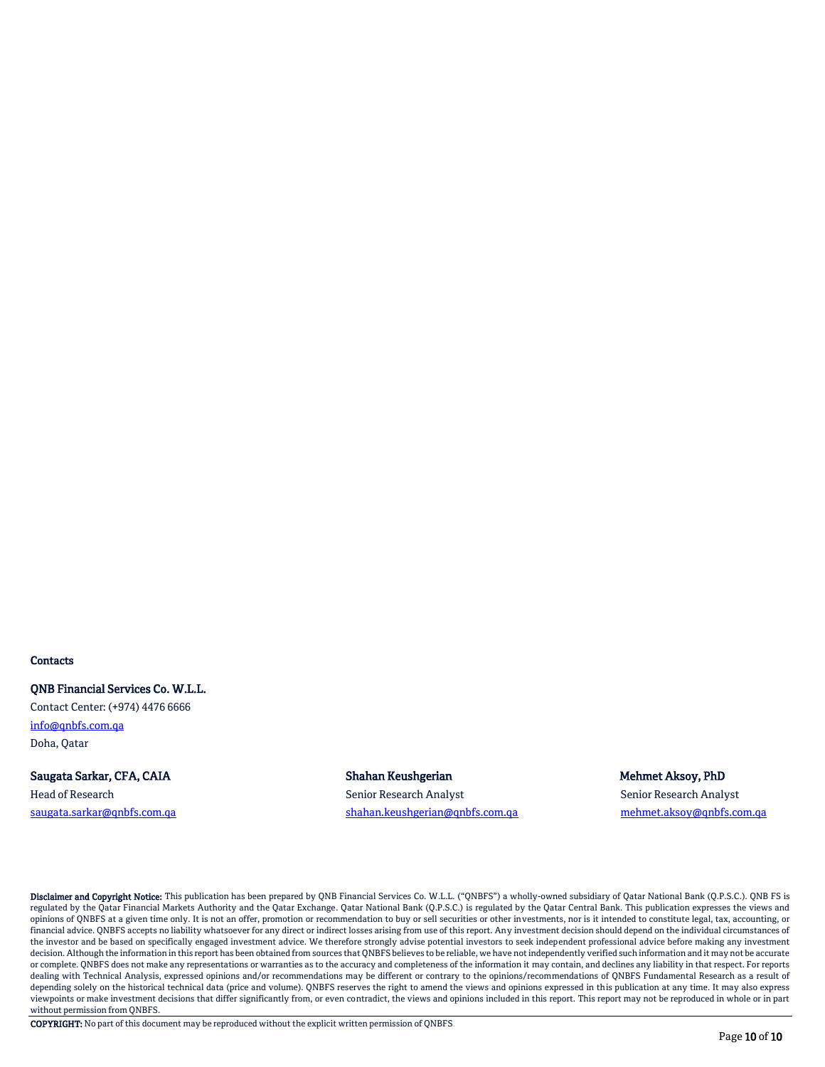**Contacts**

**QNB Financial Services Co. W.L.L.**
Contact Center: (+974) 4476 6666
info@qnbfs.com.qa
Doha, Qatar

**Saugata Sarkar, CFA, CAIA**
Head of Research
saugata.sarkar@qnbfs.com.qa

**Shahan Keushgerian**
Senior Research Analyst
shahan.keushgerian@qnbfs.com.qa

**Mehmet Aksoy, PhD**
Senior Research Analyst
mehmet.aksoy@qnbfs.com.qa

**Disclaimer and Copyright Notice:** This publication has been prepared by QNB Financial Services Co. W.L.L. ("QNBFS") a wholly-owned subsidiary of Qatar National Bank (Q.P.S.C.). QNB FS is regulated by the Qatar Financial Markets Authority and the Qatar Exchange. Qatar National Bank (Q.P.S.C.) is regulated by the Qatar Central Bank. This publication expresses the views and opinions of QNBFS at a given time only. It is not an offer, promotion or recommendation to buy or sell securities or other investments, nor is it intended to constitute legal, tax, accounting, or financial advice. QNBFS accepts no liability whatsoever for any direct or indirect losses arising from use of this report. Any investment decision should depend on the individual circumstances of the investor and be based on specifically engaged investment advice. We therefore strongly advise potential investors to seek independent professional advice before making any investment decision. Although the information in this report has been obtained from sources that QNBFS believes to be reliable, we have not independently verified such information and it may not be accurate or complete. QNBFS does not make any representations or warranties as to the accuracy and completeness of the information it may contain, and declines any liability in that respect. For reports dealing with Technical Analysis, expressed opinions and/or recommendations may be different or contrary to the opinions/recommendations of QNBFS Fundamental Research as a result of depending solely on the historical technical data (price and volume). QNBFS reserves the right to amend the views and opinions expressed in this publication at any time. It may also express viewpoints or make investment decisions that differ significantly from, or even contradict, the views and opinions included in this report. This report may not be reproduced in whole or in part without permission from QNBFS.

**COPYRIGHT:** No part of this document may be reproduced without the explicit written permission of QNBFS